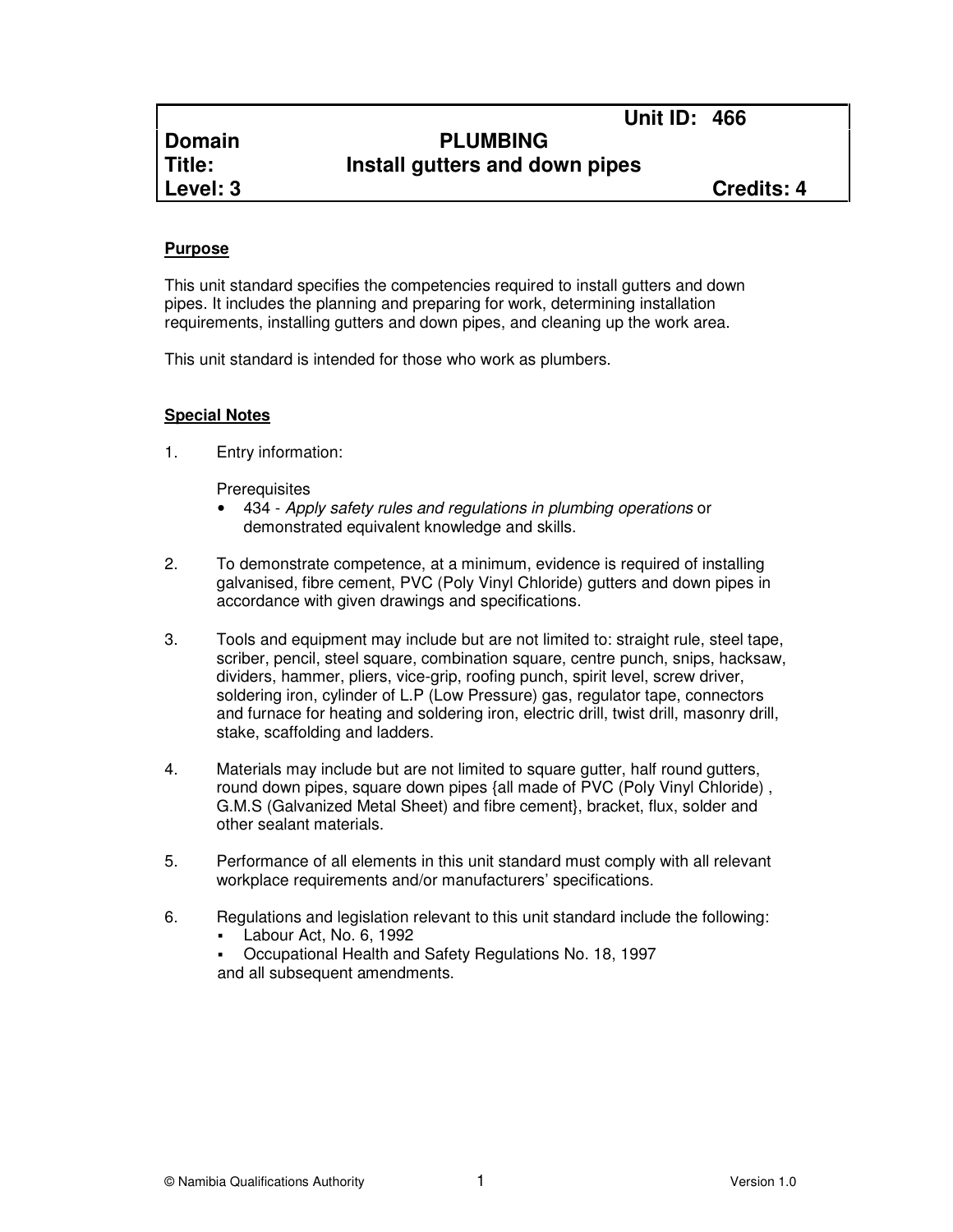| | | |
|---|---|---|
| | | **Unit ID: 466** |
| **Domain** | **PLUMBING** | |
| **Title:** | **Install gutters and down pipes** | |
| **Level: 3** | | **Credits: 4** |

## Purpose

This unit standard specifies the competencies required to install gutters and down pipes. It includes the planning and preparing for work, determining installation requirements, installing gutters and down pipes, and cleaning up the work area.

This unit standard is intended for those who work as plumbers.

## Special Notes

1. Entry information:

   Prerequisites
   - 434 - *Apply safety rules and regulations in plumbing operations* or demonstrated equivalent knowledge and skills.

2. To demonstrate competence, at a minimum, evidence is required of installing galvanised, fibre cement, PVC (Poly Vinyl Chloride) gutters and down pipes in accordance with given drawings and specifications.

3. Tools and equipment may include but are not limited to: straight rule, steel tape, scriber, pencil, steel square, combination square, centre punch, snips, hacksaw, dividers, hammer, pliers, vice-grip, roofing punch, spirit level, screw driver, soldering iron, cylinder of L.P (Low Pressure) gas, regulator tape, connectors and furnace for heating and soldering iron, electric drill, twist drill, masonry drill, stake, scaffolding and ladders.

4. Materials may include but are not limited to square gutter, half round gutters, round down pipes, square down pipes {all made of PVC (Poly Vinyl Chloride) , G.M.S (Galvanized Metal Sheet) and fibre cement}, bracket, flux, solder and other sealant materials.

5. Performance of all elements in this unit standard must comply with all relevant workplace requirements and/or manufacturers' specifications.

6. Regulations and legislation relevant to this unit standard include the following:
   - Labour Act, No. 6, 1992
   - Occupational Health and Safety Regulations No. 18, 1997

   and all subsequent amendments.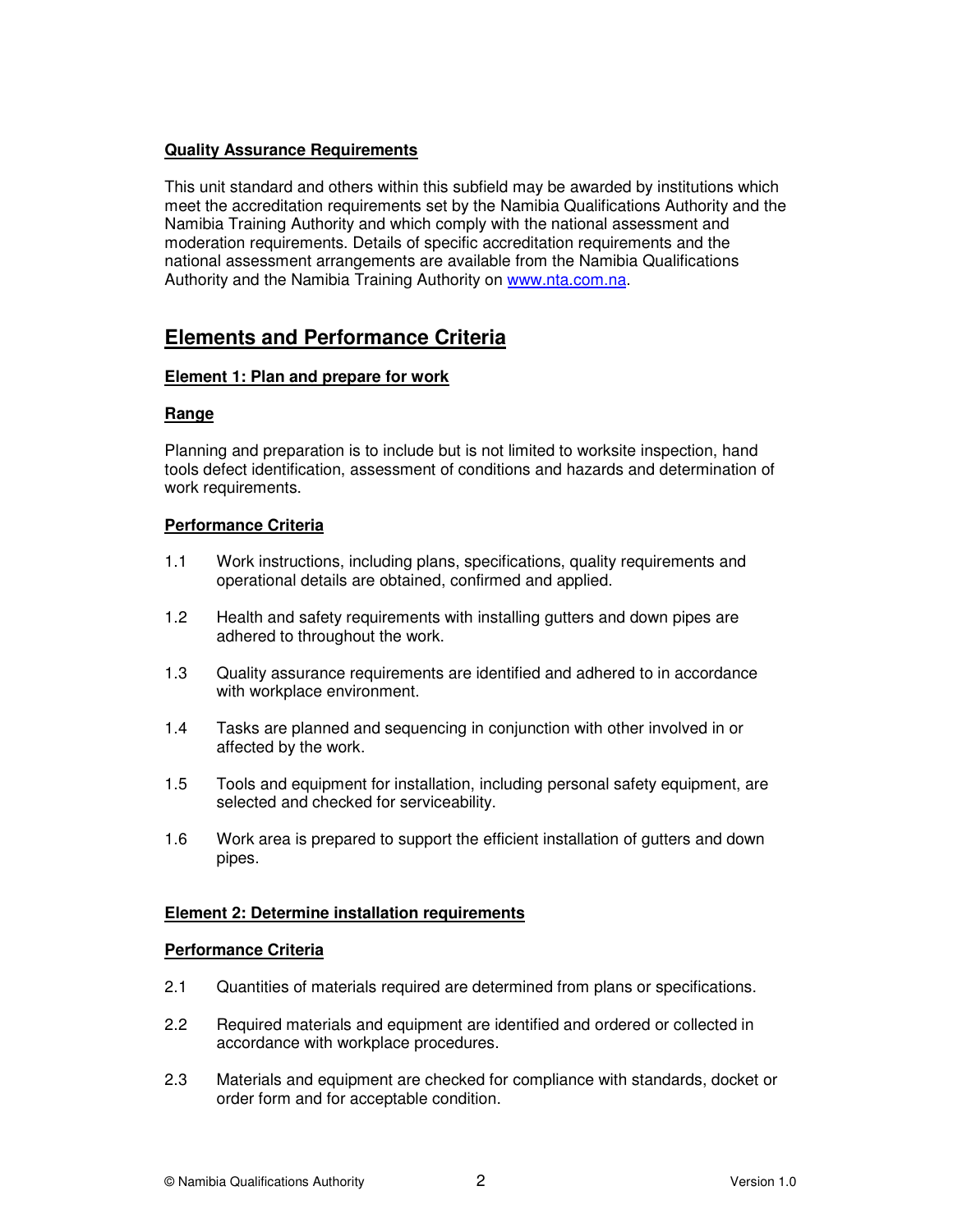**Quality Assurance Requirements**

This unit standard and others within this subfield may be awarded by institutions which meet the accreditation requirements set by the Namibia Qualifications Authority and the Namibia Training Authority and which comply with the national assessment and moderation requirements. Details of specific accreditation requirements and the national assessment arrangements are available from the Namibia Qualifications Authority and the Namibia Training Authority on www.nta.com.na.

## Elements and Performance Criteria

### Element 1: Plan and prepare for work

**Range**

Planning and preparation is to include but is not limited to worksite inspection, hand tools defect identification, assessment of conditions and hazards and determination of work requirements.

**Performance Criteria**

1.1 Work instructions, including plans, specifications, quality requirements and operational details are obtained, confirmed and applied.

1.2 Health and safety requirements with installing gutters and down pipes are adhered to throughout the work.

1.3 Quality assurance requirements are identified and adhered to in accordance with workplace environment.

1.4 Tasks are planned and sequencing in conjunction with other involved in or affected by the work.

1.5 Tools and equipment for installation, including personal safety equipment, are selected and checked for serviceability.

1.6 Work area is prepared to support the efficient installation of gutters and down pipes.

### Element 2: Determine installation requirements

**Performance Criteria**

2.1 Quantities of materials required are determined from plans or specifications.

2.2 Required materials and equipment are identified and ordered or collected in accordance with workplace procedures.

2.3 Materials and equipment are checked for compliance with standards, docket or order form and for acceptable condition.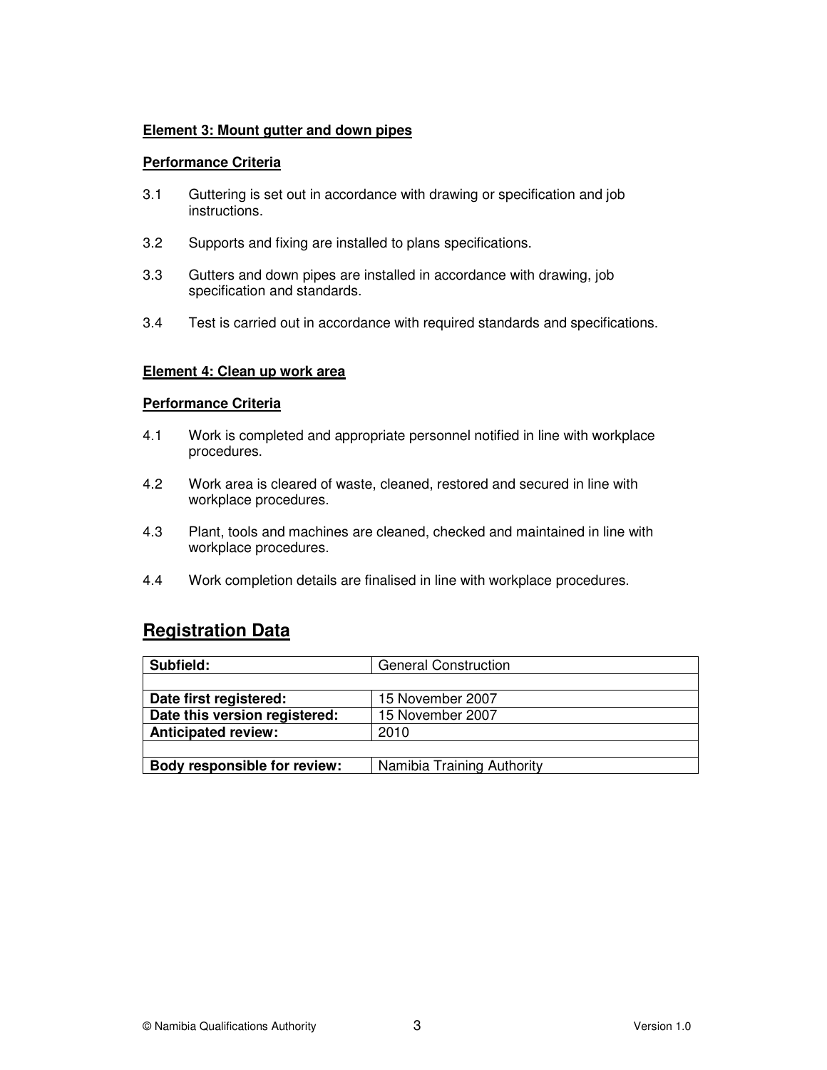**Element 3: Mount gutter and down pipes**

**Performance Criteria**

3.1 Guttering is set out in accordance with drawing or specification and job instructions.

3.2 Supports and fixing are installed to plans specifications.

3.3 Gutters and down pipes are installed in accordance with drawing, job specification and standards.

3.4 Test is carried out in accordance with required standards and specifications.

**Element 4: Clean up work area**

**Performance Criteria**

4.1 Work is completed and appropriate personnel notified in line with workplace procedures.

4.2 Work area is cleared of waste, cleaned, restored and secured in line with workplace procedures.

4.3 Plant, tools and machines are cleaned, checked and maintained in line with workplace procedures.

4.4 Work completion details are finalised in line with workplace procedures.

## Registration Data

| | |
|---|---|
| **Subfield:** | General Construction |
| | |
| **Date first registered:** | 15 November 2007 |
| **Date this version registered:** | 15 November 2007 |
| **Anticipated review:** | 2010 |
| | |
| **Body responsible for review:** | Namibia Training Authority |